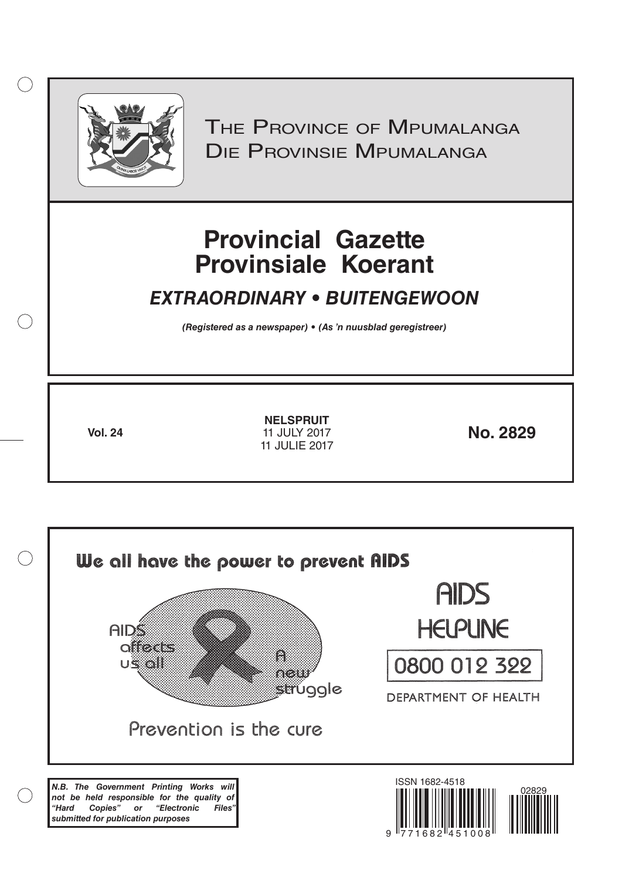# The Province of Mpumalanga
# Die Provinsie Mpumalanga

# Provincial Gazette
# Provinsiale Koerant

## *EXTRAORDINARY • BUITENGEWOON*

***(Registered as a newspaper) • (As 'n nuusblad geregistreer)***

**Vol. 24**

**NELSPRUIT**
11 JULY 2017
11 JULIE 2017

**No. 2829**

**We all have the power to prevent AIDS**

AIDS affects us all

A new struggle

Prevention is the cure

AIDS HELPLINE

0800 012 322

DEPARTMENT OF HEALTH

***N.B. The Government Printing Works will not be held responsible for the quality of "Hard Copies" or "Electronic Files" submitted for publication purposes***

ISSN 1682-4518

02829

9 771682 451008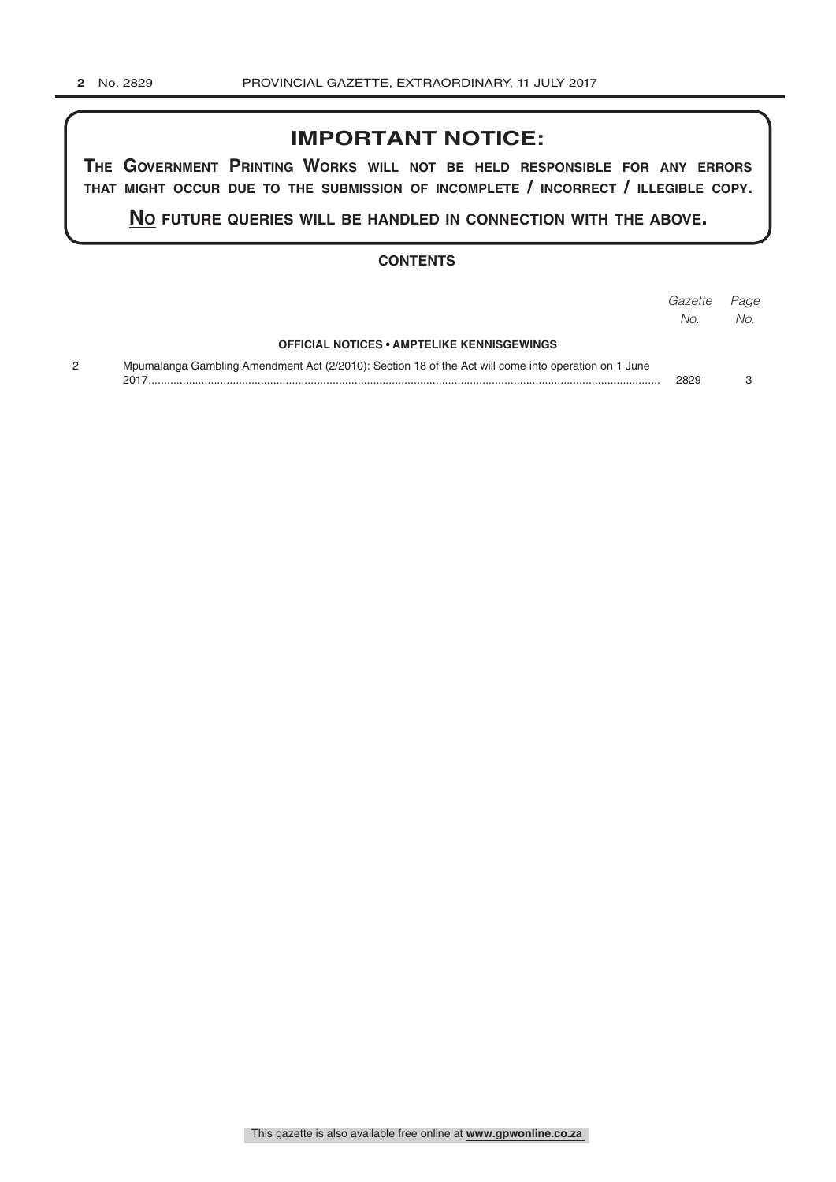## IMPORTANT NOTICE:

**THE GOVERNMENT PRINTING WORKS WILL NOT BE HELD RESPONSIBLE FOR ANY ERRORS THAT MIGHT OCCUR DUE TO THE SUBMISSION OF INCOMPLETE / INCORRECT / ILLEGIBLE COPY.**

**NO FUTURE QUERIES WILL BE HANDLED IN CONNECTION WITH THE ABOVE.**

### CONTENTS

| | | *Gazette No.* | *Page No.* |
|---|---|---|---|
| | **OFFICIAL NOTICES • AMPTELIKE KENNISGEWINGS** | | |
| 2 | Mpumalanga Gambling Amendment Act (2/2010): Section 18 of the Act will come into operation on 1 June 2017 | 2829 | 3 |

This gazette is also available free online at **www.gpwonline.co.za**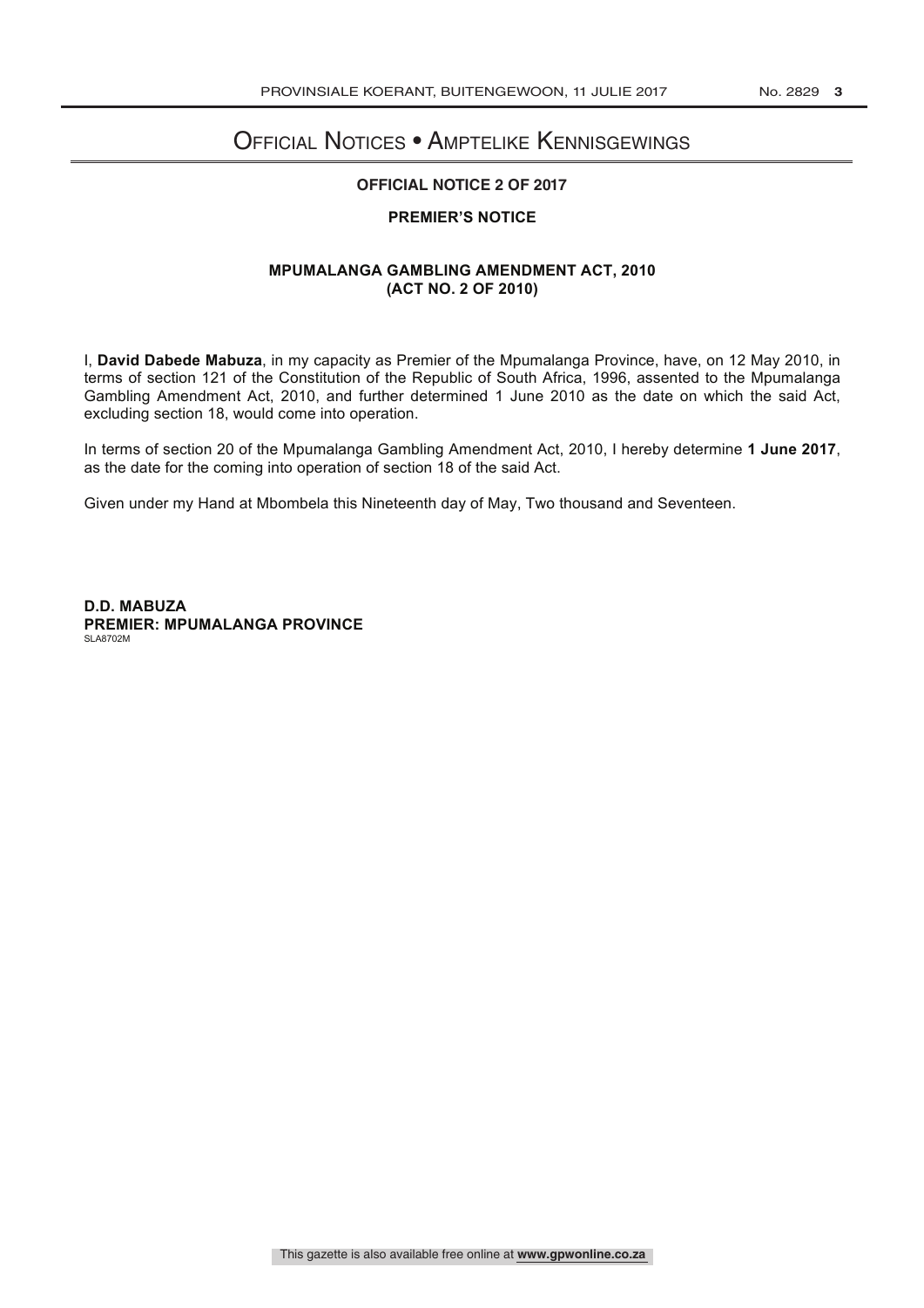# Official Notices • Amptelike Kennisgewings

**OFFICIAL NOTICE 2 OF 2017**

**PREMIER'S NOTICE**

**MPUMALANGA GAMBLING AMENDMENT ACT, 2010**
**(ACT NO. 2 OF 2010)**

I, **David Dabede Mabuza**, in my capacity as Premier of the Mpumalanga Province, have, on 12 May 2010, in terms of section 121 of the Constitution of the Republic of South Africa, 1996, assented to the Mpumalanga Gambling Amendment Act, 2010, and further determined 1 June 2010 as the date on which the said Act, excluding section 18, would come into operation.

In terms of section 20 of the Mpumalanga Gambling Amendment Act, 2010, I hereby determine **1 June 2017**, as the date for the coming into operation of section 18 of the said Act.

Given under my Hand at Mbombela this Nineteenth day of May, Two thousand and Seventeen.

**D.D. MABUZA**
**PREMIER: MPUMALANGA PROVINCE**
SLA8702M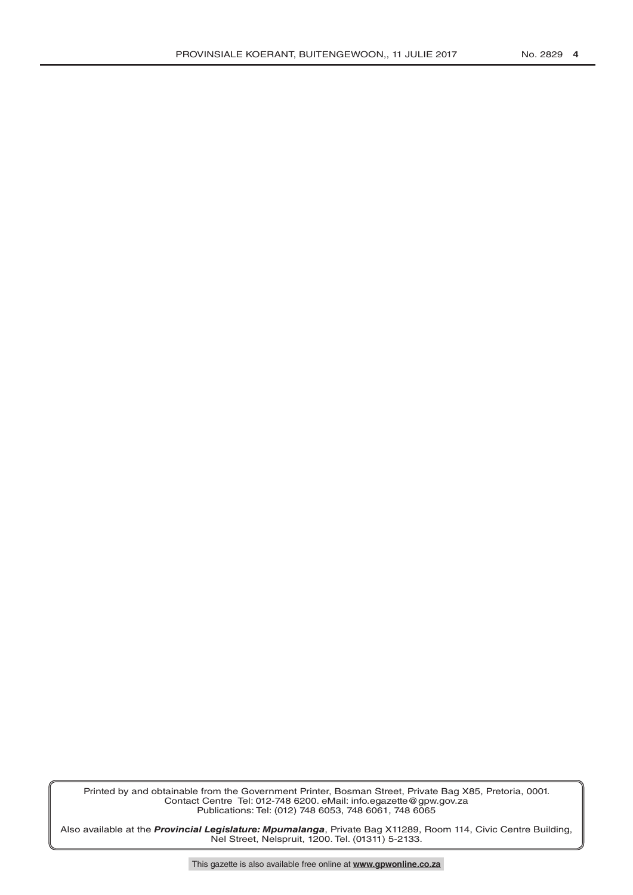Printed by and obtainable from the Government Printer, Bosman Street, Private Bag X85, Pretoria, 0001.
Contact Centre Tel: 012-748 6200. eMail: info.egazette@gpw.gov.za
Publications: Tel: (012) 748 6053, 748 6061, 748 6065

Also available at the ***Provincial Legislature: Mpumalanga***, Private Bag X11289, Room 114, Civic Centre Building, Nel Street, Nelspruit, 1200. Tel. (01311) 5-2133.

This gazette is also available free online at **www.gpwonline.co.za**